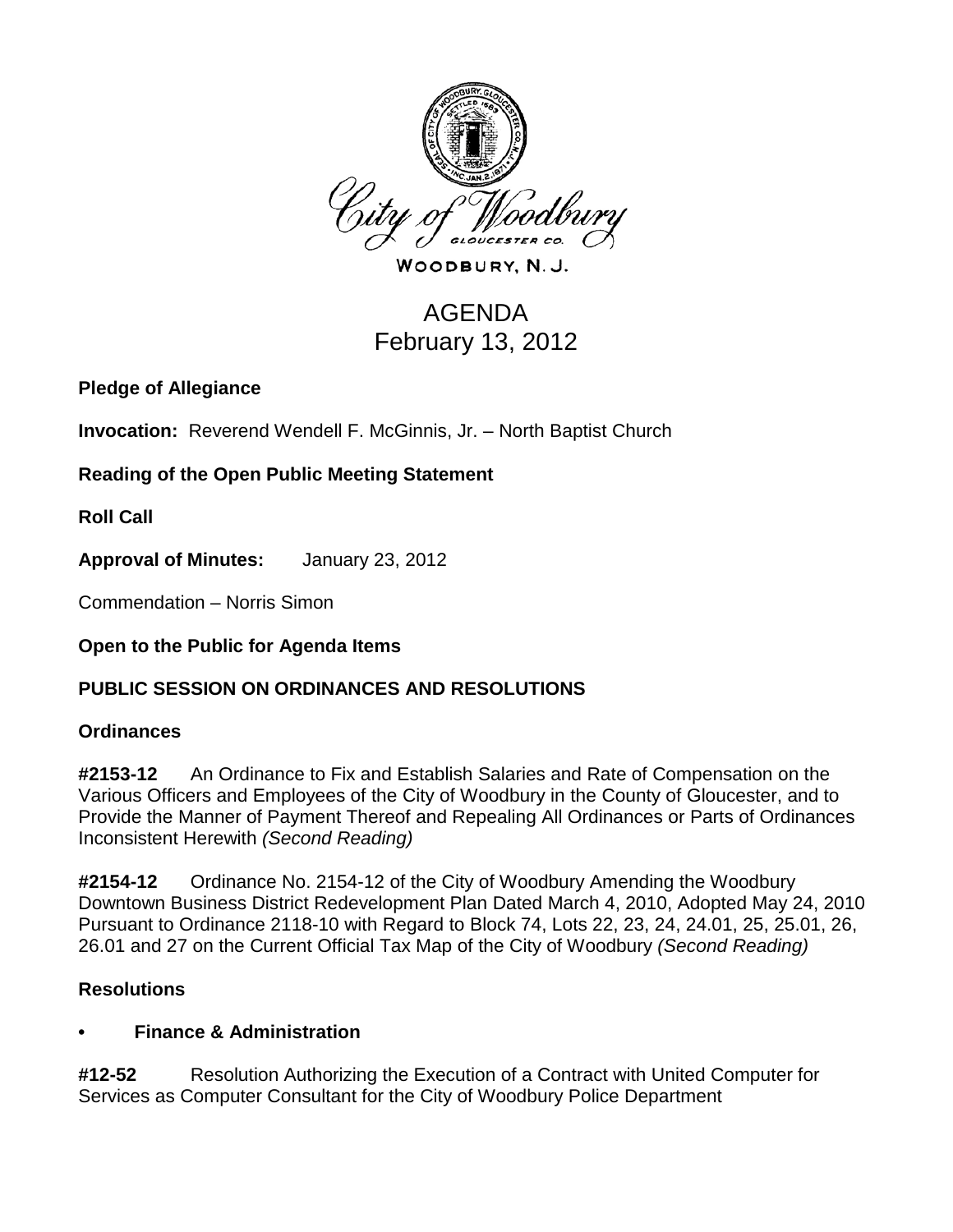City of Woodbury

WOODBURY, N. J.

# AGENDA
## February 13, 2012

**Pledge of Allegiance**

**Invocation:** Reverend Wendell F. McGinnis, Jr. – North Baptist Church

**Reading of the Open Public Meeting Statement**

**Roll Call**

**Approval of Minutes:** January 23, 2012

Commendation – Norris Simon

**Open to the Public for Agenda Items**

**PUBLIC SESSION ON ORDINANCES AND RESOLUTIONS**

**Ordinances**

**#2153-12** An Ordinance to Fix and Establish Salaries and Rate of Compensation on the Various Officers and Employees of the City of Woodbury in the County of Gloucester, and to Provide the Manner of Payment Thereof and Repealing All Ordinances or Parts of Ordinances Inconsistent Herewith *(Second Reading)*

**#2154-12** Ordinance No. 2154-12 of the City of Woodbury Amending the Woodbury Downtown Business District Redevelopment Plan Dated March 4, 2010, Adopted May 24, 2010 Pursuant to Ordinance 2118-10 with Regard to Block 74, Lots 22, 23, 24, 24.01, 25, 25.01, 26, 26.01 and 27 on the Current Official Tax Map of the City of Woodbury *(Second Reading)*

**Resolutions**

- **Finance & Administration**

**#12-52** Resolution Authorizing the Execution of a Contract with United Computer for Services as Computer Consultant for the City of Woodbury Police Department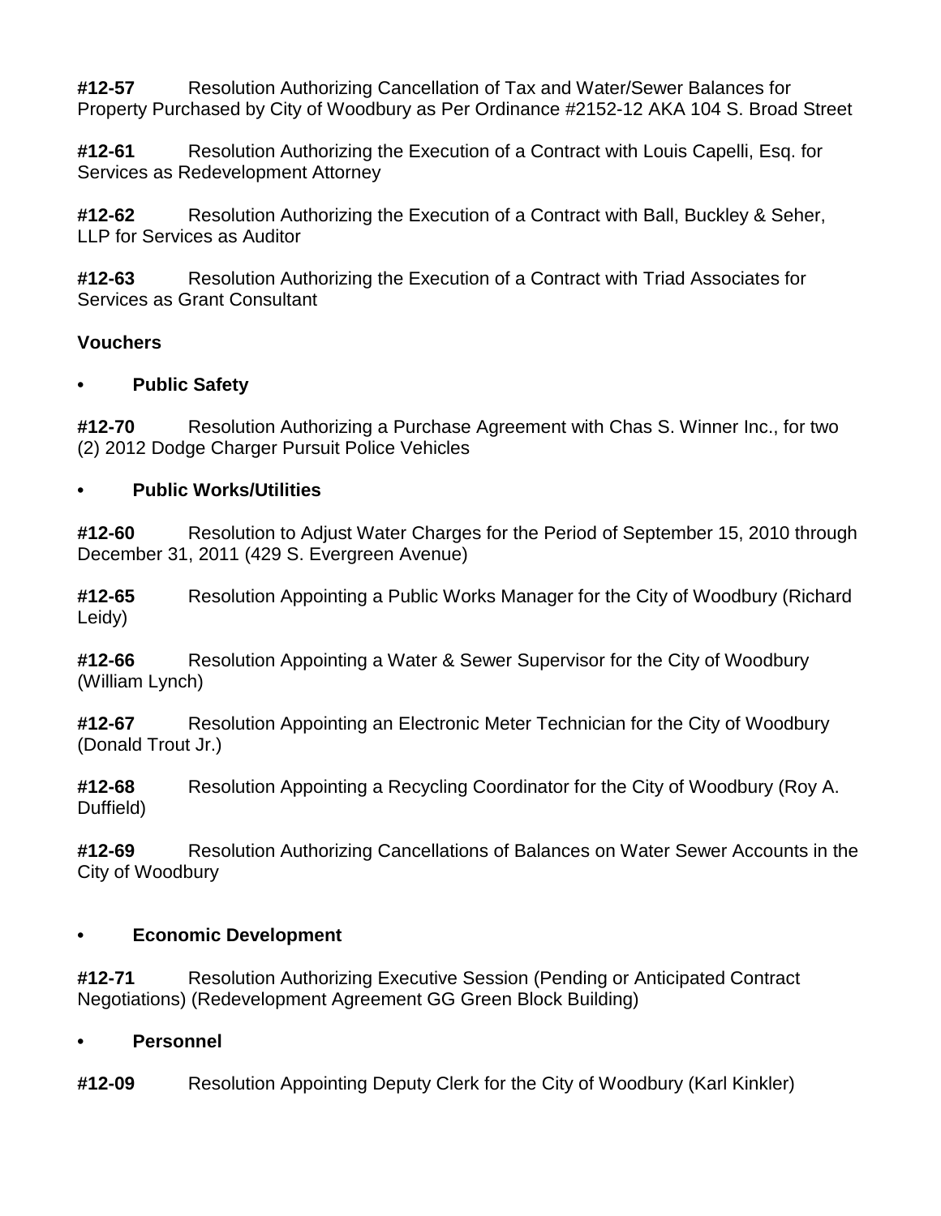**#12-57** Resolution Authorizing Cancellation of Tax and Water/Sewer Balances for Property Purchased by City of Woodbury as Per Ordinance #2152-12 AKA 104 S. Broad Street

**#12-61** Resolution Authorizing the Execution of a Contract with Louis Capelli, Esq. for Services as Redevelopment Attorney

**#12-62** Resolution Authorizing the Execution of a Contract with Ball, Buckley & Seher, LLP for Services as Auditor

**#12-63** Resolution Authorizing the Execution of a Contract with Triad Associates for Services as Grant Consultant

**Vouchers**

- **Public Safety**

**#12-70** Resolution Authorizing a Purchase Agreement with Chas S. Winner Inc., for two (2) 2012 Dodge Charger Pursuit Police Vehicles

- **Public Works/Utilities**

**#12-60** Resolution to Adjust Water Charges for the Period of September 15, 2010 through December 31, 2011 (429 S. Evergreen Avenue)

**#12-65** Resolution Appointing a Public Works Manager for the City of Woodbury (Richard Leidy)

**#12-66** Resolution Appointing a Water & Sewer Supervisor for the City of Woodbury (William Lynch)

**#12-67** Resolution Appointing an Electronic Meter Technician for the City of Woodbury (Donald Trout Jr.)

**#12-68** Resolution Appointing a Recycling Coordinator for the City of Woodbury (Roy A. Duffield)

**#12-69** Resolution Authorizing Cancellations of Balances on Water Sewer Accounts in the City of Woodbury

- **Economic Development**

**#12-71** Resolution Authorizing Executive Session (Pending or Anticipated Contract Negotiations) (Redevelopment Agreement GG Green Block Building)

- **Personnel**

**#12-09** Resolution Appointing Deputy Clerk for the City of Woodbury (Karl Kinkler)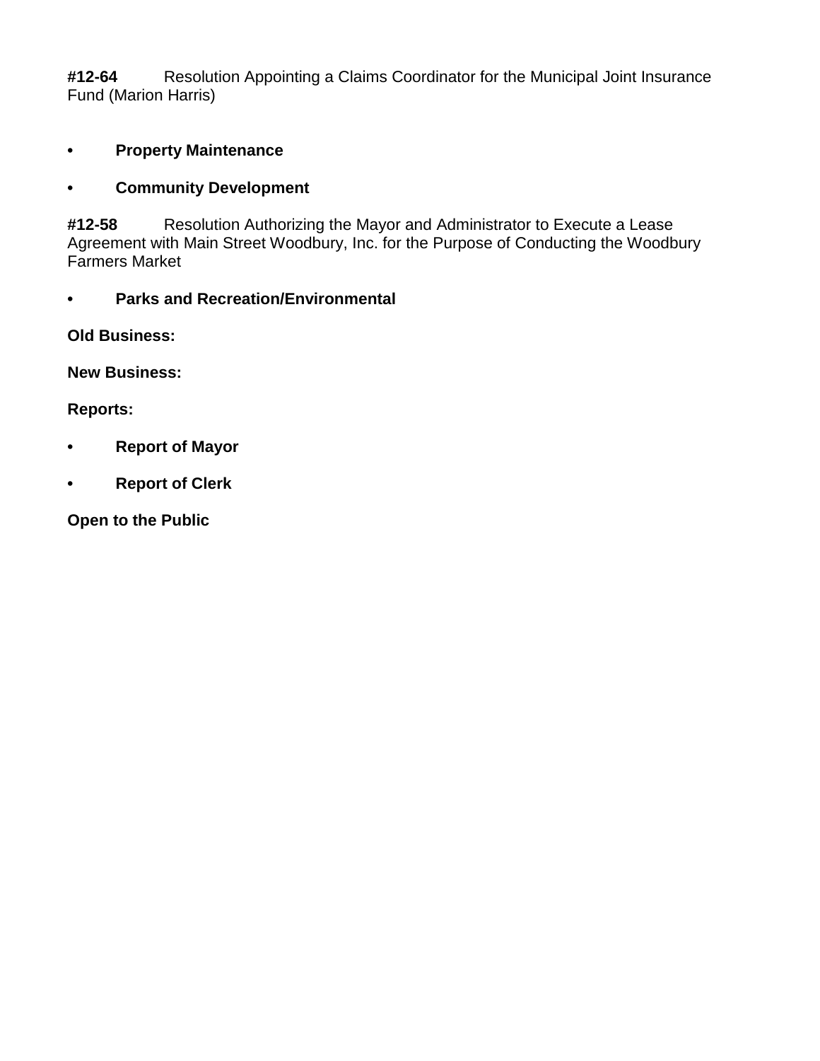**#12-64** Resolution Appointing a Claims Coordinator for the Municipal Joint Insurance Fund (Marion Harris)

- **Property Maintenance**

- **Community Development**

**#12-58** Resolution Authorizing the Mayor and Administrator to Execute a Lease Agreement with Main Street Woodbury, Inc. for the Purpose of Conducting the Woodbury Farmers Market

- **Parks and Recreation/Environmental**

**Old Business:**

**New Business:**

**Reports:**

- **Report of Mayor**

- **Report of Clerk**

**Open to the Public**